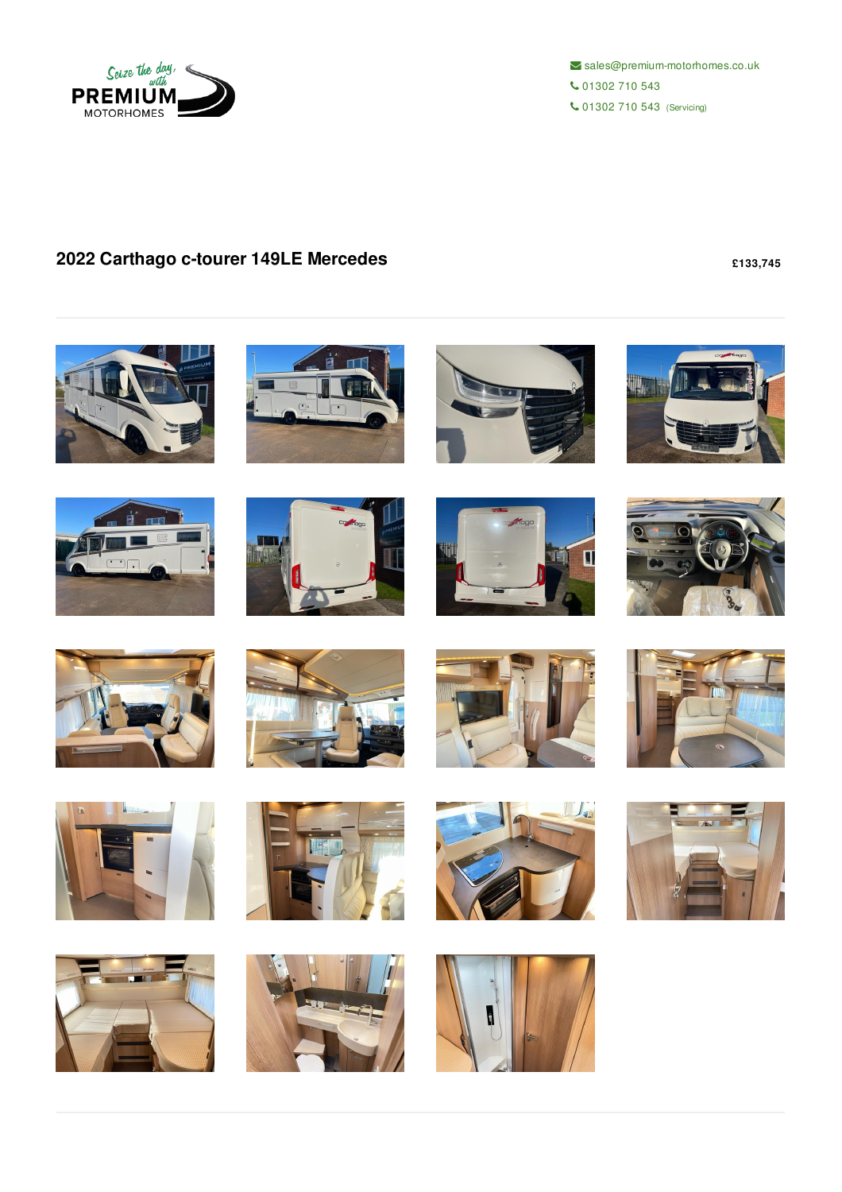sales@premium-motorhomes.co.uk

01302 710 543

01302 710 543 (Servicing)

## 2022 Carthago c-tourer 149LE Mercedes

**£133,745**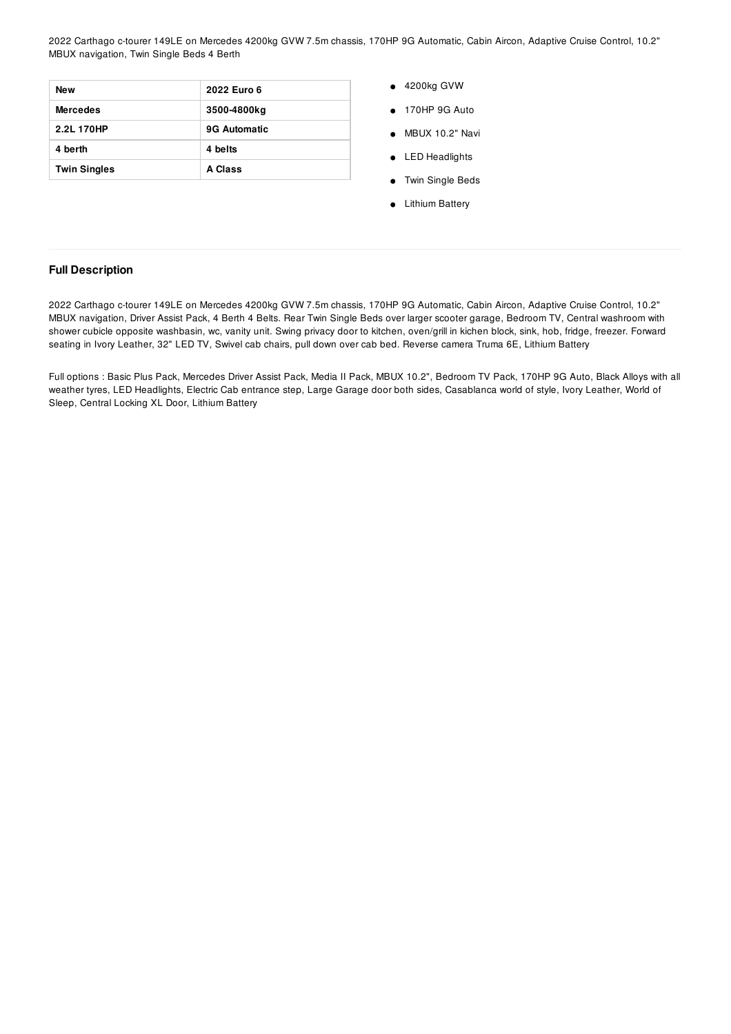2022 Carthago c-tourer 149LE on Mercedes 4200kg GVW 7.5m chassis, 170HP 9G Automatic, Cabin Aircon, Adaptive Cruise Control, 10.2" MBUX navigation, Twin Single Beds 4 Berth

| | |
|---|---|
| **New** | **2022 Euro 6** |
| **Mercedes** | **3500-4800kg** |
| **2.2L 170HP** | **9G Automatic** |
| **4 berth** | **4 belts** |
| **Twin Singles** | **A Class** |

- 4200kg GVW
- 170HP 9G Auto
- MBUX 10.2" Navi
- LED Headlights
- Twin Single Beds
- Lithium Battery

### Full Description

2022 Carthago c-tourer 149LE on Mercedes 4200kg GVW 7.5m chassis, 170HP 9G Automatic, Cabin Aircon, Adaptive Cruise Control, 10.2" MBUX navigation, Driver Assist Pack, 4 Berth 4 Belts. Rear Twin Single Beds over larger scooter garage, Bedroom TV, Central washroom with shower cubicle opposite washbasin, wc, vanity unit. Swing privacy door to kitchen, oven/grill in kichen block, sink, hob, fridge, freezer. Forward seating in Ivory Leather, 32" LED TV, Swivel cab chairs, pull down over cab bed. Reverse camera Truma 6E, Lithium Battery

Full options : Basic Plus Pack, Mercedes Driver Assist Pack, Media II Pack, MBUX 10.2", Bedroom TV Pack, 170HP 9G Auto, Black Alloys with all weather tyres, LED Headlights, Electric Cab entrance step, Large Garage door both sides, Casablanca world of style, Ivory Leather, World of Sleep, Central Locking XL Door, Lithium Battery